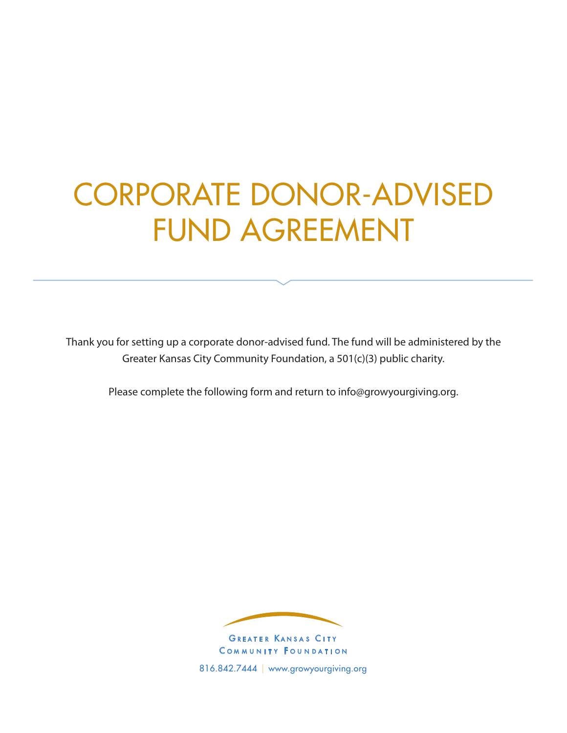# CORPORATE DONOR-ADVISED FUND AGREEMENT

Thank you for setting up a corporate donor-advised fund. The fund will be administered by the Greater Kansas City Community Foundation, a 501(c)(3) public charity.

Please complete the following form and return to info@growyourgiving.org.

Greater Kansas City Community Foundation

816.842.7444 | www.growyourgiving.org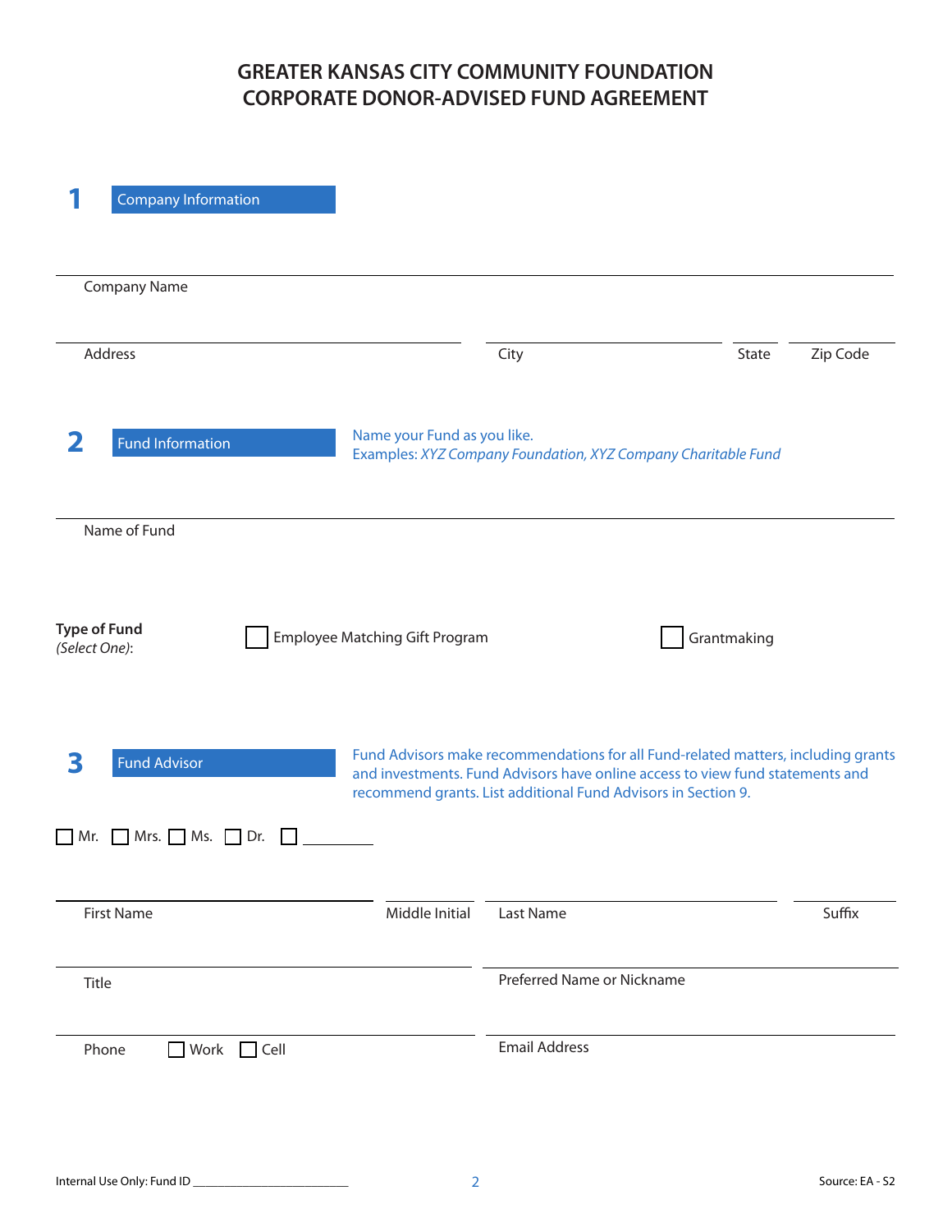# GREATER KANSAS CITY COMMUNITY FOUNDATION
# CORPORATE DONOR-ADVISED FUND AGREEMENT

## 1 Company Information

Company Name

Address | City | State | Zip Code

## 2 Fund Information

Name your Fund as you like.
Examples: *XYZ Company Foundation, XYZ Company Charitable Fund*

Name of Fund

**Type of Fund**
*(Select One)*:

☐ Employee Matching Gift Program ☐ Grantmaking

## 3 Fund Advisor

Fund Advisors make recommendations for all Fund-related matters, including grants and investments. Fund Advisors have online access to view fund statements and recommend grants. List additional Fund Advisors in Section 9.

☐ Mr. ☐ Mrs. ☐ Ms. ☐ Dr. ☐ __________

First Name | Middle Initial | Last Name | Suffix

Title | Preferred Name or Nickname

Phone ☐ Work ☐ Cell | Email Address

Internal Use Only: Fund ID ______________________

Source: EA - S2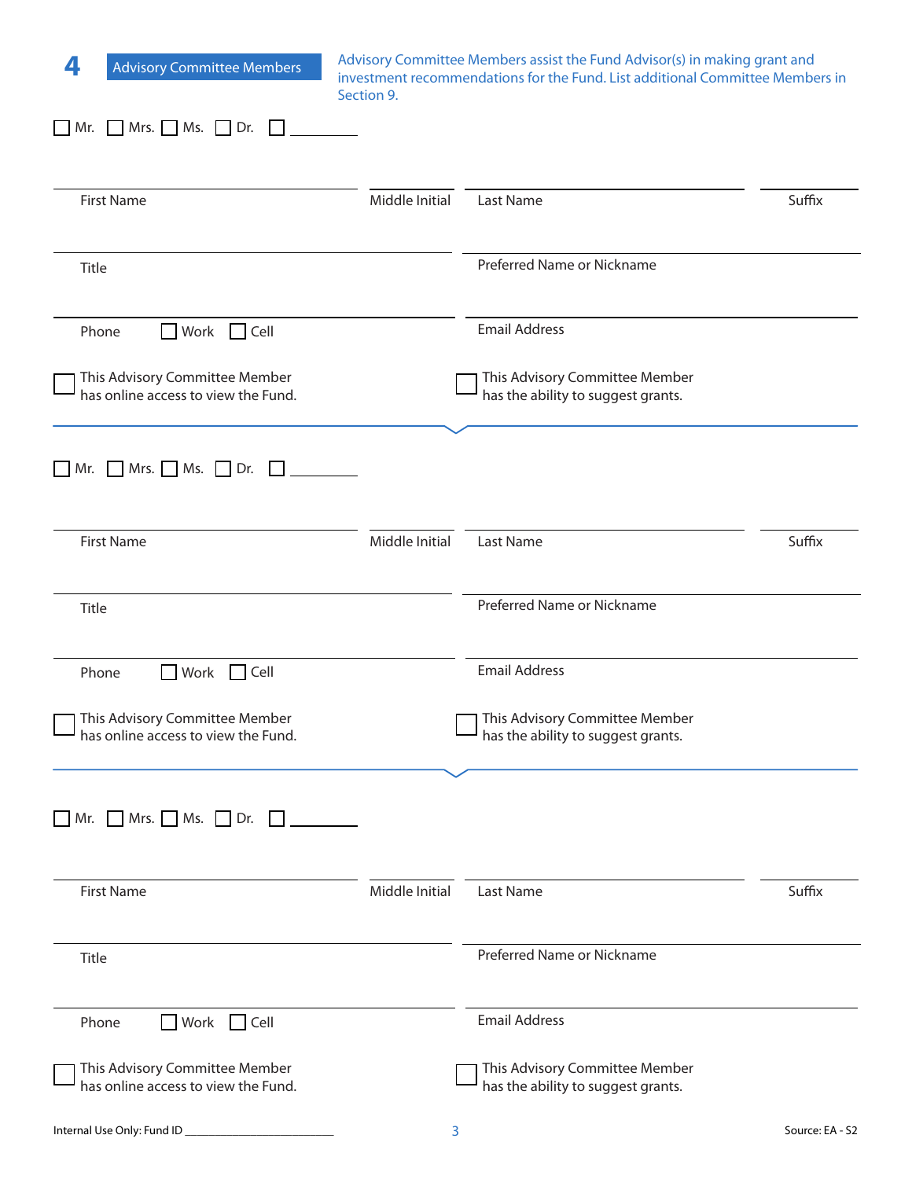## 4 Advisory Committee Members

Advisory Committee Members assist the Fund Advisor(s) in making grant and investment recommendations for the Fund. List additional Committee Members in Section 9.

☐ Mr. ☐ Mrs. ☐ Ms. ☐ Dr. ☐ ________

First Name | Middle Initial | Last Name | Suffix

Title | Preferred Name or Nickname

Phone ☐ Work ☐ Cell | Email Address

☐ This Advisory Committee Member has online access to view the Fund.

☐ This Advisory Committee Member has the ability to suggest grants.

---

☐ Mr. ☐ Mrs. ☐ Ms. ☐ Dr. ☐ ________

First Name | Middle Initial | Last Name | Suffix

Title | Preferred Name or Nickname

Phone ☐ Work ☐ Cell | Email Address

☐ This Advisory Committee Member has online access to view the Fund.

☐ This Advisory Committee Member has the ability to suggest grants.

---

☐ Mr. ☐ Mrs. ☐ Ms. ☐ Dr. ☐ ________

First Name | Middle Initial | Last Name | Suffix

Title | Preferred Name or Nickname

Phone ☐ Work ☐ Cell | Email Address

☐ This Advisory Committee Member has online access to view the Fund.

☐ This Advisory Committee Member has the ability to suggest grants.

Internal Use Only: Fund ID ________________________

Source: EA - S2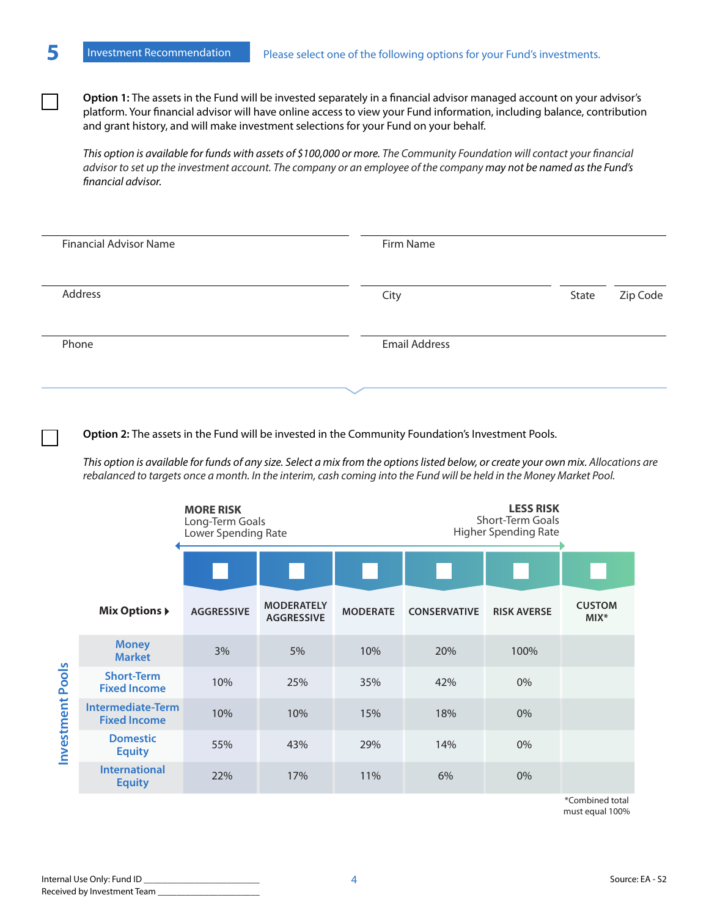## 5 Investment Recommendation

Please select one of the following options for your Fund's investments.

☐ **Option 1:** The assets in the Fund will be invested separately in a financial advisor managed account on your advisor's platform. Your financial advisor will have online access to view your Fund information, including balance, contribution and grant history, and will make investment selections for your Fund on your behalf.

*This option is available for funds with assets of $100,000 or more. The Community Foundation will contact your financial advisor to set up the investment account. The company or an employee of the company may not be named as the Fund's financial advisor.*

Financial Advisor Name ______________________ Firm Name ______________________

Address ______________________ City ______________ State ______ Zip Code ______

Phone ______________________ Email Address ______________________

☐ **Option 2:** The assets in the Fund will be invested in the Community Foundation's Investment Pools.

*This option is available for funds of any size. Select a mix from the options listed below, or create your own mix. Allocations are rebalanced to targets once a month. In the interim, cash coming into the Fund will be held in the Money Market Pool.*

**MORE RISK** Long-Term Goals, Lower Spending Rate ← → **LESS RISK** Short-Term Goals, Higher Spending Rate

| Investment Pools / Mix Options | ☐ AGGRESSIVE | ☐ MODERATELY AGGRESSIVE | ☐ MODERATE | ☐ CONSERVATIVE | ☐ RISK AVERSE | ☐ CUSTOM MIX* |
|---|---|---|---|---|---|---|
| Money Market | 3% | 5% | 10% | 20% | 100% | |
| Short-Term Fixed Income | 10% | 25% | 35% | 42% | 0% | |
| Intermediate-Term Fixed Income | 10% | 10% | 15% | 18% | 0% | |
| Domestic Equity | 55% | 43% | 29% | 14% | 0% | |
| International Equity | 22% | 17% | 11% | 6% | 0% | |

*Combined total must equal 100%

Internal Use Only: Fund ID ______________________
Received by Investment Team ______________________

Source: EA - S2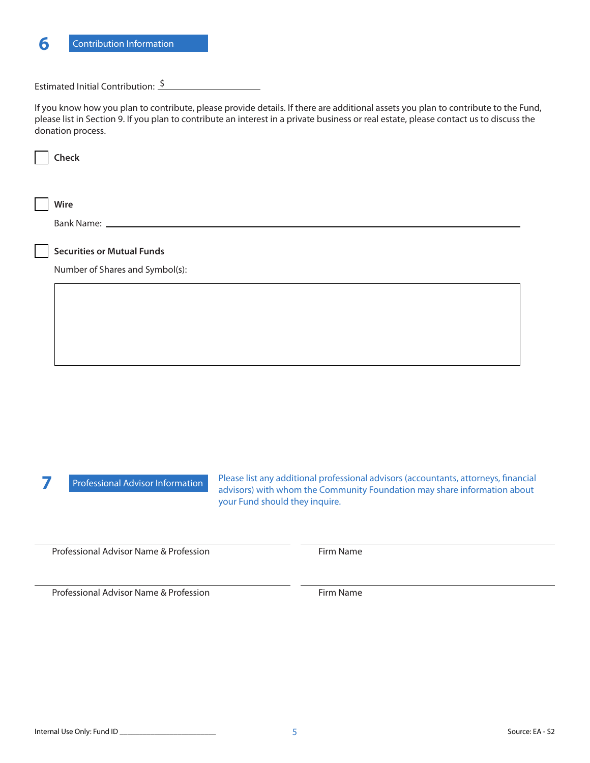## 6 Contribution Information

Estimated Initial Contribution: $ ____________________

If you know how you plan to contribute, please provide details. If there are additional assets you plan to contribute to the Fund, please list in Section 9. If you plan to contribute an interest in a private business or real estate, please contact us to discuss the donation process.

☐ **Check**

☐ **Wire**

Bank Name: ____________________________________________

☐ **Securities or Mutual Funds**

Number of Shares and Symbol(s):

## 7 Professional Advisor Information

Please list any additional professional advisors (accountants, attorneys, financial advisors) with whom the Community Foundation may share information about your Fund should they inquire.

| Professional Advisor Name & Profession | Firm Name |
| --- | --- |
| | |
| | |

Internal Use Only: Fund ID ____________________

Source: EA - S2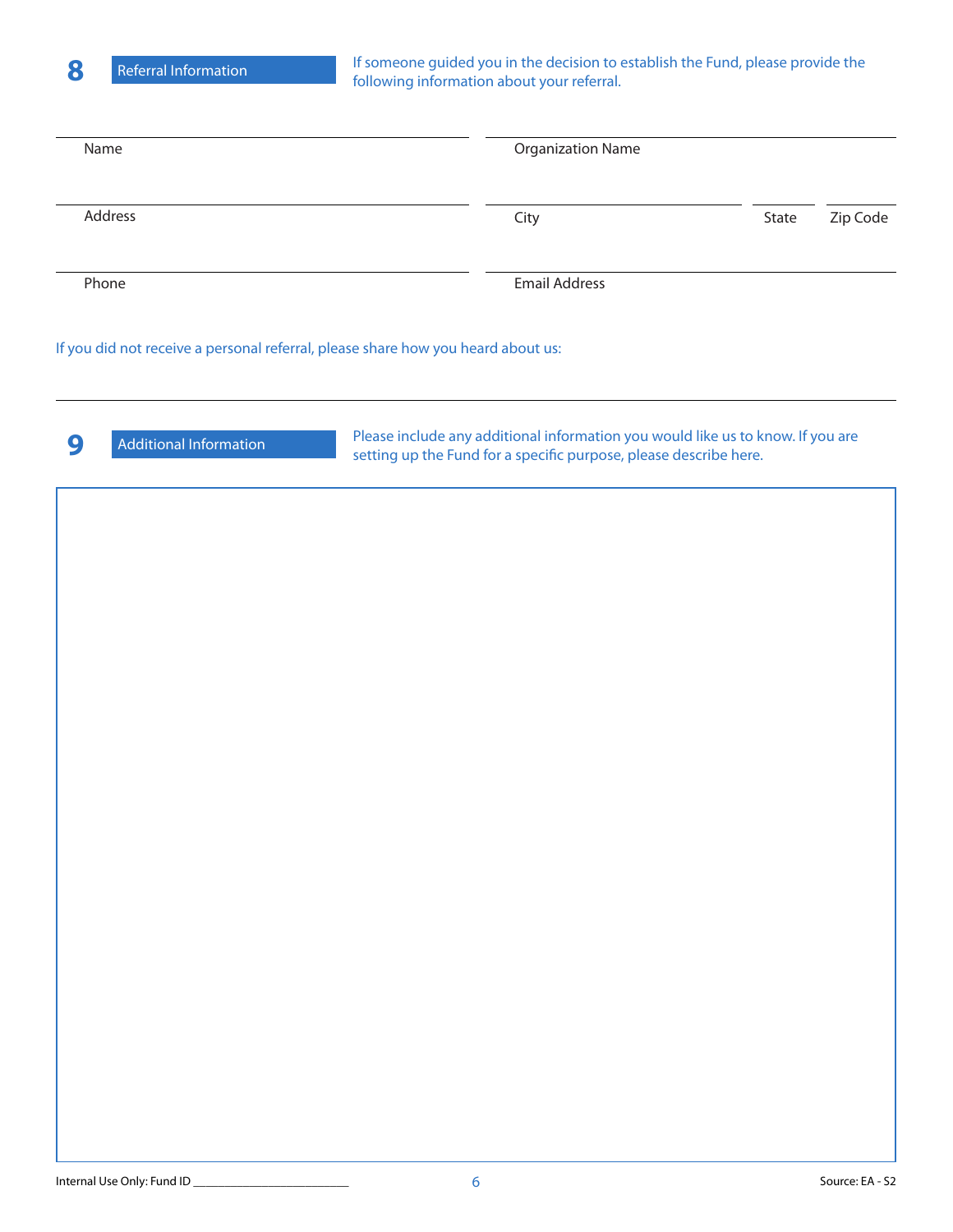## 8 Referral Information

If someone guided you in the decision to establish the Fund, please provide the following information about your referral.

Name

Organization Name

Address

City

State

Zip Code

Phone

Email Address

If you did not receive a personal referral, please share how you heard about us:

## 9 Additional Information

Please include any additional information you would like us to know. If you are setting up the Fund for a specific purpose, please describe here.

Internal Use Only: Fund ID \_\_\_\_\_\_\_\_\_\_\_\_\_\_\_\_\_\_\_\_\_\_\_\_

Source: EA - S2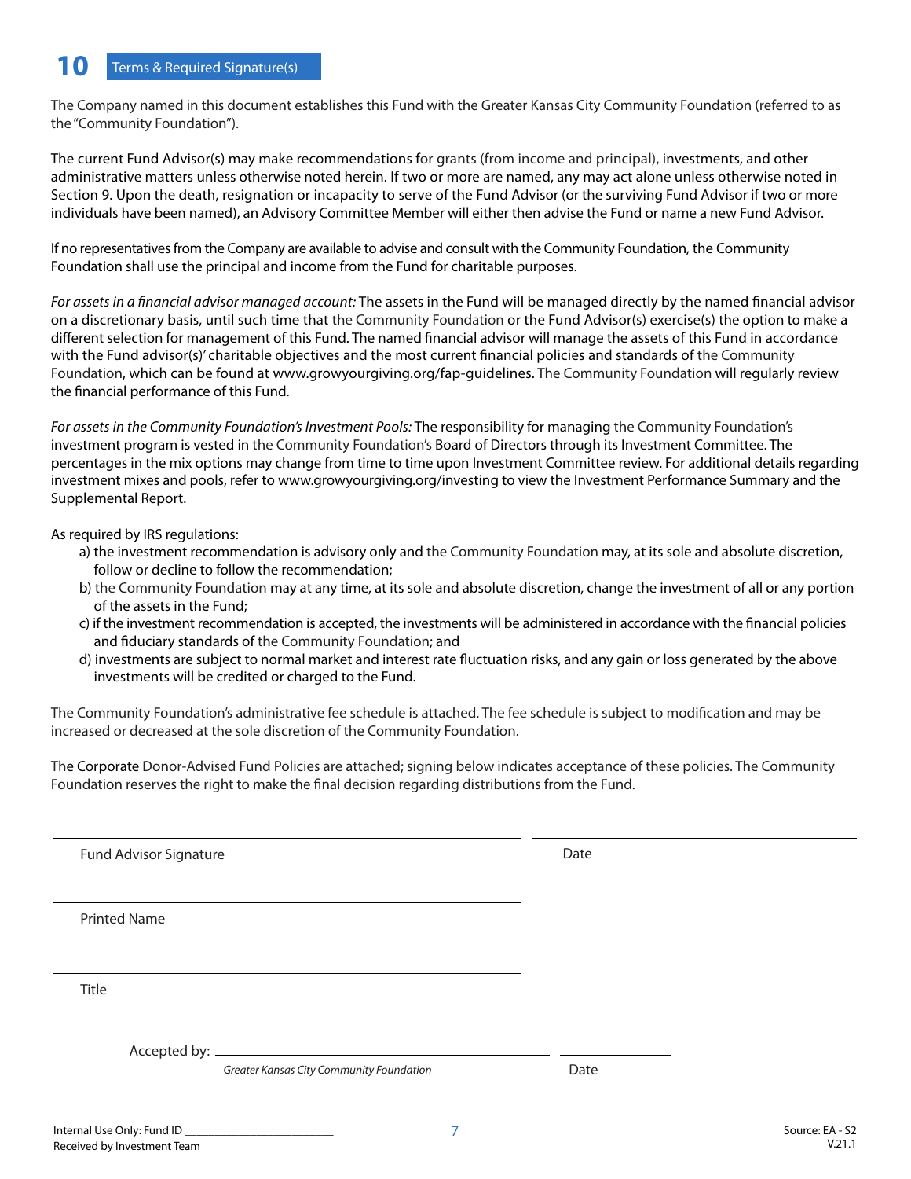## 10 Terms & Required Signature(s)

The Company named in this document establishes this Fund with the Greater Kansas City Community Foundation (referred to as the "Community Foundation").

The current Fund Advisor(s) may make recommendations for grants (from income and principal), investments, and other administrative matters unless otherwise noted herein. If two or more are named, any may act alone unless otherwise noted in Section 9. Upon the death, resignation or incapacity to serve of the Fund Advisor (or the surviving Fund Advisor if two or more individuals have been named), an Advisory Committee Member will either then advise the Fund or name a new Fund Advisor.

If no representatives from the Company are available to advise and consult with the Community Foundation, the Community Foundation shall use the principal and income from the Fund for charitable purposes.

*For assets in a financial advisor managed account:* The assets in the Fund will be managed directly by the named financial advisor on a discretionary basis, until such time that the Community Foundation or the Fund Advisor(s) exercise(s) the option to make a different selection for management of this Fund. The named financial advisor will manage the assets of this Fund in accordance with the Fund advisor(s)' charitable objectives and the most current financial policies and standards of the Community Foundation, which can be found at www.growyourgiving.org/fap-guidelines. The Community Foundation will regularly review the financial performance of this Fund.

*For assets in the Community Foundation's Investment Pools:* The responsibility for managing the Community Foundation's investment program is vested in the Community Foundation's Board of Directors through its Investment Committee. The percentages in the mix options may change from time to time upon Investment Committee review. For additional details regarding investment mixes and pools, refer to www.growyourgiving.org/investing to view the Investment Performance Summary and the Supplemental Report.

As required by IRS regulations:

a) the investment recommendation is advisory only and the Community Foundation may, at its sole and absolute discretion, follow or decline to follow the recommendation;
b) the Community Foundation may at any time, at its sole and absolute discretion, change the investment of all or any portion of the assets in the Fund;
c) if the investment recommendation is accepted, the investments will be administered in accordance with the financial policies and fiduciary standards of the Community Foundation; and
d) investments are subject to normal market and interest rate fluctuation risks, and any gain or loss generated by the above investments will be credited or charged to the Fund.

The Community Foundation's administrative fee schedule is attached. The fee schedule is subject to modification and may be increased or decreased at the sole discretion of the Community Foundation.

The Corporate Donor-Advised Fund Policies are attached; signing below indicates acceptance of these policies. The Community Foundation reserves the right to make the final decision regarding distributions from the Fund.

______________________________ Fund Advisor Signature ______________________________ Date

______________________________ Printed Name

______________________________ Title

Accepted by: ______________________________ *Greater Kansas City Community Foundation* ______________ Date

Internal Use Only: Fund ID ______________________

Received by Investment Team ______________________

Source: EA - S2
V.21.1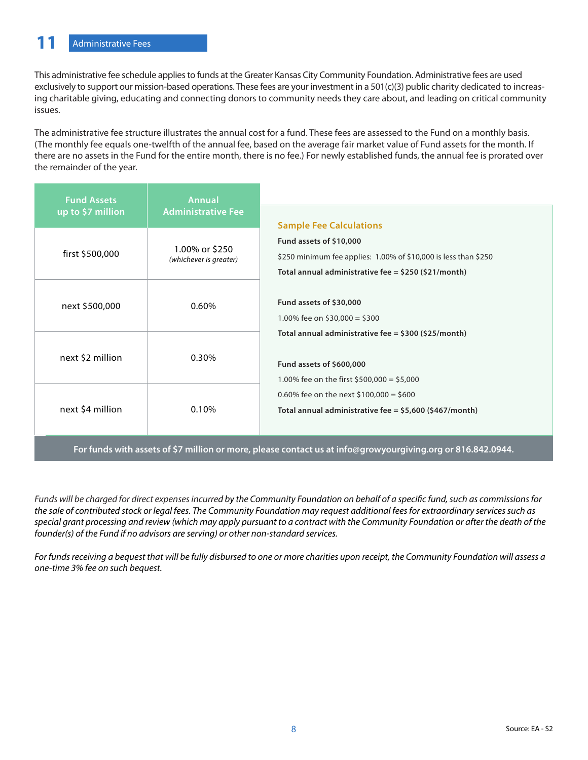## 11 Administrative Fees

This administrative fee schedule applies to funds at the Greater Kansas City Community Foundation. Administrative fees are used exclusively to support our mission-based operations. These fees are your investment in a 501(c)(3) public charity dedicated to increasing charitable giving, educating and connecting donors to community needs they care about, and leading on critical community issues.

The administrative fee structure illustrates the annual cost for a fund. These fees are assessed to the Fund on a monthly basis. (The monthly fee equals one-twelfth of the annual fee, based on the average fair market value of Fund assets for the month. If there are no assets in the Fund for the entire month, there is no fee.) For newly established funds, the annual fee is prorated over the remainder of the year.

| Fund Assets up to $7 million | Annual Administrative Fee |
|---|---|
| first $500,000 | 1.00% or $250 *(whichever is greater)* |
| next $500,000 | 0.60% |
| next $2 million | 0.30% |
| next $4 million | 0.10% |

### Sample Fee Calculations

**Fund assets of $10,000**

$250 minimum fee applies: 1.00% of $10,000 is less than $250

**Total annual administrative fee = $250 ($21/month)**

**Fund assets of $30,000**

1.00% fee on $30,000 = $300

**Total annual administrative fee = $300 ($25/month)**

**Fund assets of $600,000**

1.00% fee on the first $500,000 = $5,000

0.60% fee on the next $100,000 = $600

**Total annual administrative fee = $5,600 ($467/month)**

**For funds with assets of $7 million or more, please contact us at info@growyourgiving.org or 816.842.0944.**

*Funds will be charged for direct expenses incurred by the Community Foundation on behalf of a specific fund, such as commissions for the sale of contributed stock or legal fees. The Community Foundation may request additional fees for extraordinary services such as special grant processing and review (which may apply pursuant to a contract with the Community Foundation or after the death of the founder(s) of the Fund if no advisors are serving) or other non-standard services.*

*For funds receiving a bequest that will be fully disbursed to one or more charities upon receipt, the Community Foundation will assess a one-time 3% fee on such bequest.*

Source: EA - S2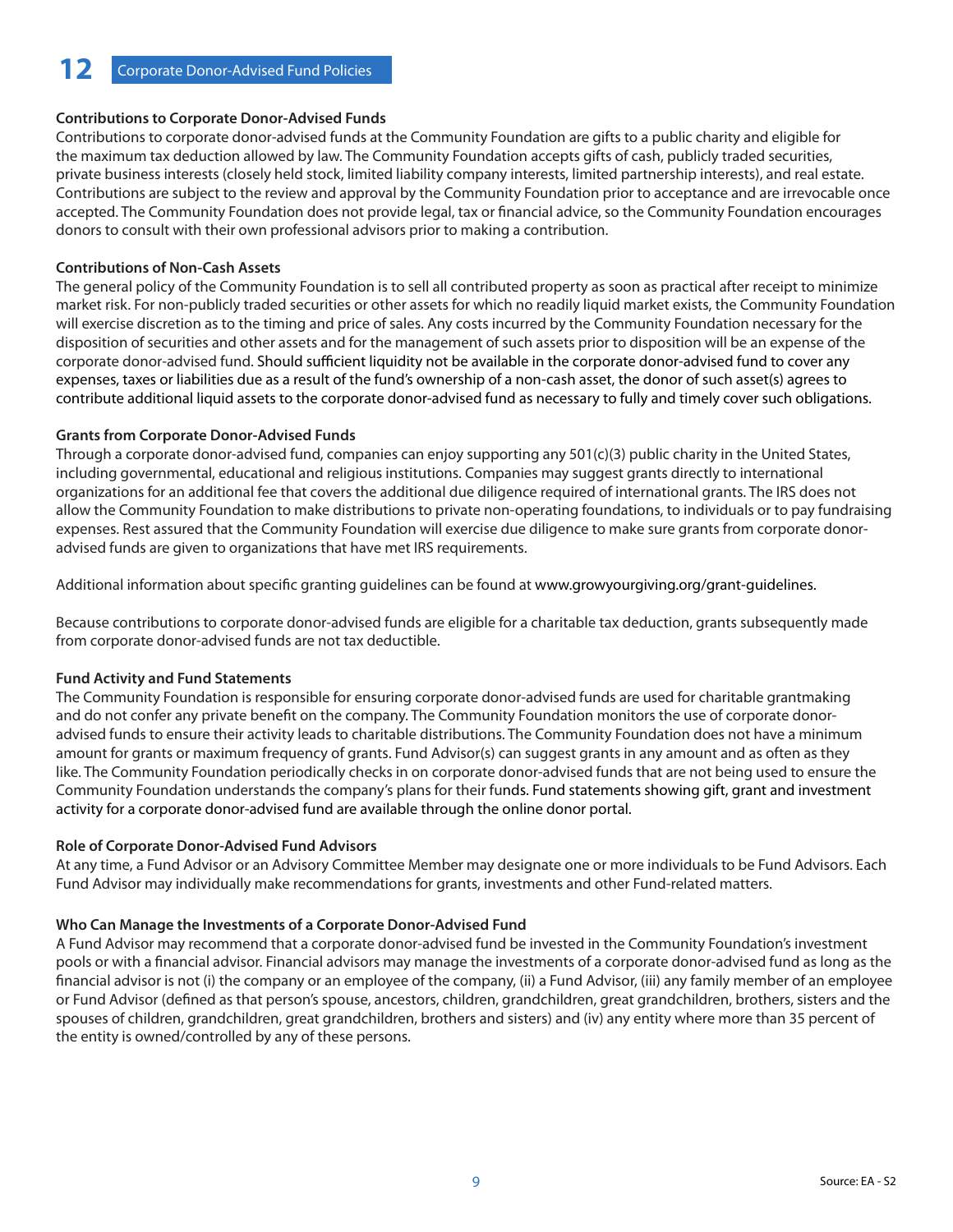# 12 Corporate Donor-Advised Fund Policies

**Contributions to Corporate Donor-Advised Funds**

Contributions to corporate donor-advised funds at the Community Foundation are gifts to a public charity and eligible for the maximum tax deduction allowed by law. The Community Foundation accepts gifts of cash, publicly traded securities, private business interests (closely held stock, limited liability company interests, limited partnership interests), and real estate. Contributions are subject to the review and approval by the Community Foundation prior to acceptance and are irrevocable once accepted. The Community Foundation does not provide legal, tax or financial advice, so the Community Foundation encourages donors to consult with their own professional advisors prior to making a contribution.

**Contributions of Non-Cash Assets**

The general policy of the Community Foundation is to sell all contributed property as soon as practical after receipt to minimize market risk. For non-publicly traded securities or other assets for which no readily liquid market exists, the Community Foundation will exercise discretion as to the timing and price of sales. Any costs incurred by the Community Foundation necessary for the disposition of securities and other assets and for the management of such assets prior to disposition will be an expense of the corporate donor-advised fund. Should sufficient liquidity not be available in the corporate donor-advised fund to cover any expenses, taxes or liabilities due as a result of the fund's ownership of a non-cash asset, the donor of such asset(s) agrees to contribute additional liquid assets to the corporate donor-advised fund as necessary to fully and timely cover such obligations.

**Grants from Corporate Donor-Advised Funds**

Through a corporate donor-advised fund, companies can enjoy supporting any 501(c)(3) public charity in the United States, including governmental, educational and religious institutions. Companies may suggest grants directly to international organizations for an additional fee that covers the additional due diligence required of international grants. The IRS does not allow the Community Foundation to make distributions to private non-operating foundations, to individuals or to pay fundraising expenses. Rest assured that the Community Foundation will exercise due diligence to make sure grants from corporate donor-advised funds are given to organizations that have met IRS requirements.

Additional information about specific granting guidelines can be found at www.growyourgiving.org/grant-guidelines.

Because contributions to corporate donor-advised funds are eligible for a charitable tax deduction, grants subsequently made from corporate donor-advised funds are not tax deductible.

**Fund Activity and Fund Statements**

The Community Foundation is responsible for ensuring corporate donor-advised funds are used for charitable grantmaking and do not confer any private benefit on the company. The Community Foundation monitors the use of corporate donor-advised funds to ensure their activity leads to charitable distributions. The Community Foundation does not have a minimum amount for grants or maximum frequency of grants. Fund Advisor(s) can suggest grants in any amount and as often as they like. The Community Foundation periodically checks in on corporate donor-advised funds that are not being used to ensure the Community Foundation understands the company's plans for their funds. Fund statements showing gift, grant and investment activity for a corporate donor-advised fund are available through the online donor portal.

**Role of Corporate Donor-Advised Fund Advisors**

At any time, a Fund Advisor or an Advisory Committee Member may designate one or more individuals to be Fund Advisors. Each Fund Advisor may individually make recommendations for grants, investments and other Fund-related matters.

**Who Can Manage the Investments of a Corporate Donor-Advised Fund**

A Fund Advisor may recommend that a corporate donor-advised fund be invested in the Community Foundation's investment pools or with a financial advisor. Financial advisors may manage the investments of a corporate donor-advised fund as long as the financial advisor is not (i) the company or an employee of the company, (ii) a Fund Advisor, (iii) any family member of an employee or Fund Advisor (defined as that person's spouse, ancestors, children, grandchildren, great grandchildren, brothers, sisters and the spouses of children, grandchildren, great grandchildren, brothers and sisters) and (iv) any entity where more than 35 percent of the entity is owned/controlled by any of these persons.

Source: EA - S2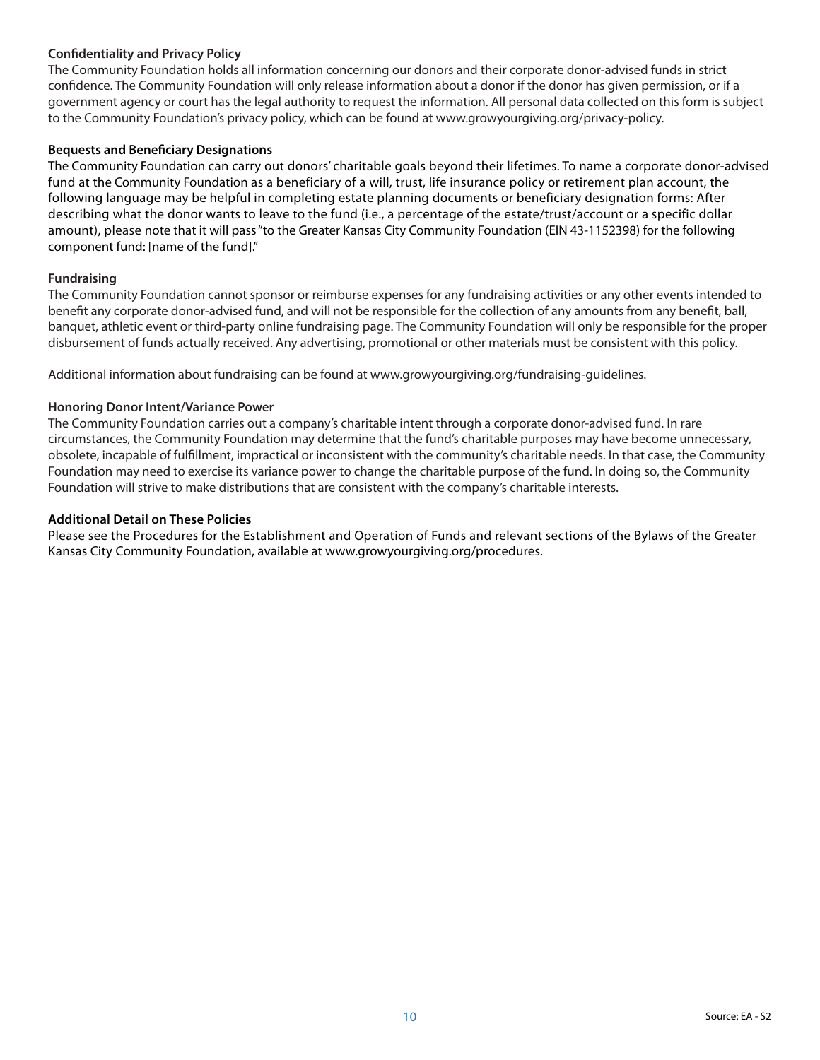**Confidentiality and Privacy Policy**

The Community Foundation holds all information concerning our donors and their corporate donor-advised funds in strict confidence. The Community Foundation will only release information about a donor if the donor has given permission, or if a government agency or court has the legal authority to request the information. All personal data collected on this form is subject to the Community Foundation's privacy policy, which can be found at www.growyourgiving.org/privacy-policy.

**Bequests and Beneficiary Designations**

The Community Foundation can carry out donors' charitable goals beyond their lifetimes. To name a corporate donor-advised fund at the Community Foundation as a beneficiary of a will, trust, life insurance policy or retirement plan account, the following language may be helpful in completing estate planning documents or beneficiary designation forms: After describing what the donor wants to leave to the fund (i.e., a percentage of the estate/trust/account or a specific dollar amount), please note that it will pass "to the Greater Kansas City Community Foundation (EIN 43-1152398) for the following component fund: [name of the fund]."

**Fundraising**

The Community Foundation cannot sponsor or reimburse expenses for any fundraising activities or any other events intended to benefit any corporate donor-advised fund, and will not be responsible for the collection of any amounts from any benefit, ball, banquet, athletic event or third-party online fundraising page. The Community Foundation will only be responsible for the proper disbursement of funds actually received. Any advertising, promotional or other materials must be consistent with this policy.

Additional information about fundraising can be found at www.growyourgiving.org/fundraising-guidelines.

**Honoring Donor Intent/Variance Power**

The Community Foundation carries out a company's charitable intent through a corporate donor-advised fund. In rare circumstances, the Community Foundation may determine that the fund's charitable purposes may have become unnecessary, obsolete, incapable of fulfillment, impractical or inconsistent with the community's charitable needs. In that case, the Community Foundation may need to exercise its variance power to change the charitable purpose of the fund. In doing so, the Community Foundation will strive to make distributions that are consistent with the company's charitable interests.

**Additional Detail on These Policies**

Please see the Procedures for the Establishment and Operation of Funds and relevant sections of the Bylaws of the Greater Kansas City Community Foundation, available at www.growyourgiving.org/procedures.

Source: EA - S2